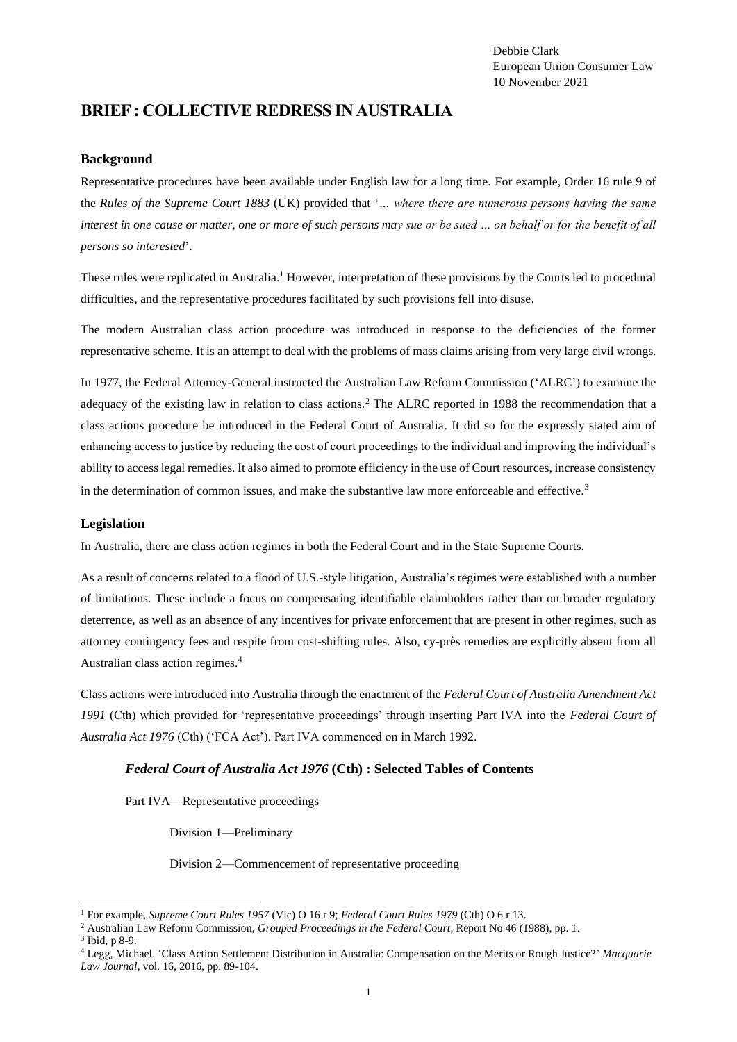Debbie Clark
European Union Consumer Law
10 November 2021

# BRIEF : COLLECTIVE REDRESS IN AUSTRALIA

## Background

Representative procedures have been available under English law for a long time. For example, Order 16 rule 9 of the *Rules of the Supreme Court 1883* (UK) provided that '*… where there are numerous persons having the same interest in one cause or matter, one or more of such persons may sue or be sued … on behalf or for the benefit of all persons so interested*'.

These rules were replicated in Australia.[1] However, interpretation of these provisions by the Courts led to procedural difficulties, and the representative procedures facilitated by such provisions fell into disuse.

The modern Australian class action procedure was introduced in response to the deficiencies of the former representative scheme. It is an attempt to deal with the problems of mass claims arising from very large civil wrongs.

In 1977, the Federal Attorney-General instructed the Australian Law Reform Commission ('ALRC') to examine the adequacy of the existing law in relation to class actions.[2] The ALRC reported in 1988 the recommendation that a class actions procedure be introduced in the Federal Court of Australia. It did so for the expressly stated aim of enhancing access to justice by reducing the cost of court proceedings to the individual and improving the individual's ability to access legal remedies. It also aimed to promote efficiency in the use of Court resources, increase consistency in the determination of common issues, and make the substantive law more enforceable and effective.[3]

## Legislation

In Australia, there are class action regimes in both the Federal Court and in the State Supreme Courts.

As a result of concerns related to a flood of U.S.-style litigation, Australia's regimes were established with a number of limitations. These include a focus on compensating identifiable claimholders rather than on broader regulatory deterrence, as well as an absence of any incentives for private enforcement that are present in other regimes, such as attorney contingency fees and respite from cost-shifting rules. Also, cy-près remedies are explicitly absent from all Australian class action regimes.[4]

Class actions were introduced into Australia through the enactment of the *Federal Court of Australia Amendment Act 1991* (Cth) which provided for 'representative proceedings' through inserting Part IVA into the *Federal Court of Australia Act 1976* (Cth) ('FCA Act'). Part IVA commenced on in March 1992.

### *Federal Court of Australia Act 1976* (Cth) : Selected Tables of Contents

Part IVA—Representative proceedings

Division 1—Preliminary

Division 2—Commencement of representative proceeding

---

[1] For example, *Supreme Court Rules 1957* (Vic) O 16 r 9; *Federal Court Rules 1979* (Cth) O 6 r 13.

[2] Australian Law Reform Commission, *Grouped Proceedings in the Federal Court*, Report No 46 (1988), pp. 1.

[3] Ibid, p 8-9.

[4] Legg, Michael. 'Class Action Settlement Distribution in Australia: Compensation on the Merits or Rough Justice?' *Macquarie Law Journal*, vol. 16, 2016, pp. 89-104.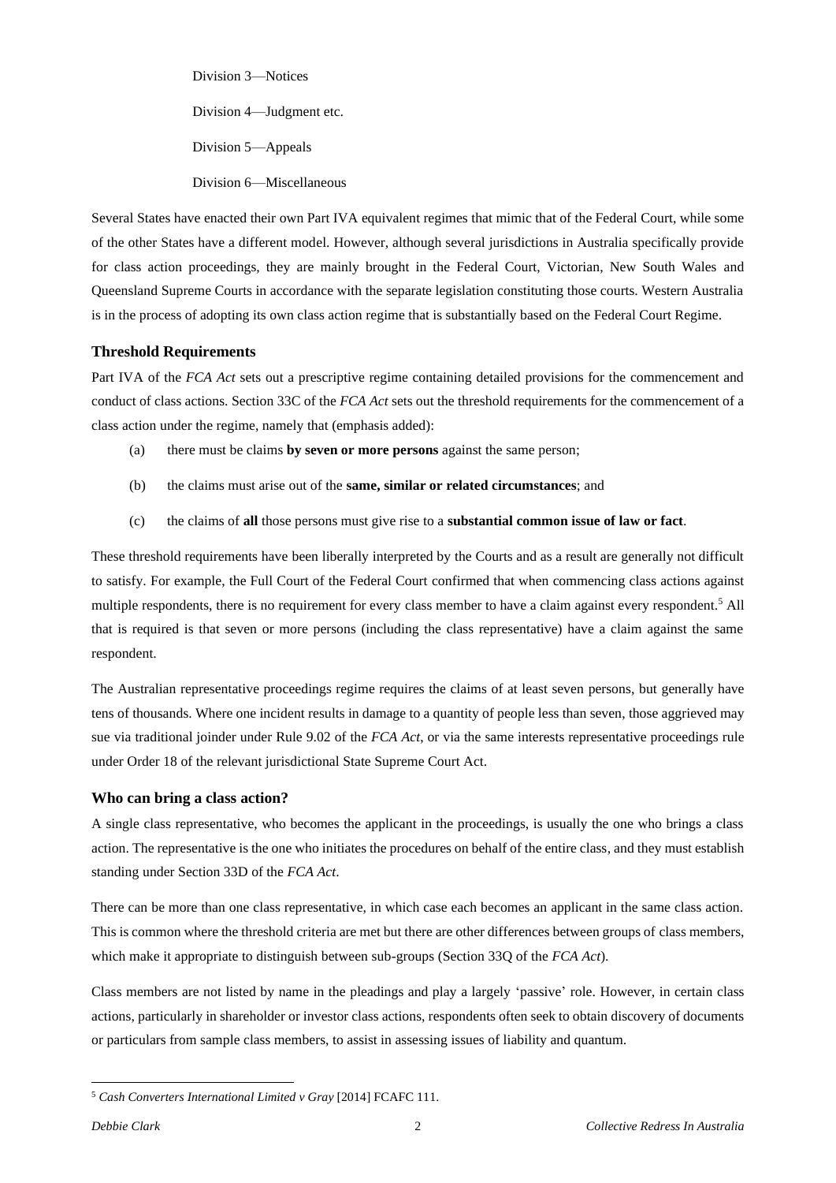Division 3—Notices

Division 4—Judgment etc.

Division 5—Appeals

Division 6—Miscellaneous

Several States have enacted their own Part IVA equivalent regimes that mimic that of the Federal Court, while some of the other States have a different model. However, although several jurisdictions in Australia specifically provide for class action proceedings, they are mainly brought in the Federal Court, Victorian, New South Wales and Queensland Supreme Courts in accordance with the separate legislation constituting those courts. Western Australia is in the process of adopting its own class action regime that is substantially based on the Federal Court Regime.

### Threshold Requirements

Part IVA of the *FCA Act* sets out a prescriptive regime containing detailed provisions for the commencement and conduct of class actions. Section 33C of the *FCA Act* sets out the threshold requirements for the commencement of a class action under the regime, namely that (emphasis added):

(a) there must be claims **by seven or more persons** against the same person;

(b) the claims must arise out of the **same, similar or related circumstances**; and

(c) the claims of **all** those persons must give rise to a **substantial common issue of law or fact**.

These threshold requirements have been liberally interpreted by the Courts and as a result are generally not difficult to satisfy. For example, the Full Court of the Federal Court confirmed that when commencing class actions against multiple respondents, there is no requirement for every class member to have a claim against every respondent.[5] All that is required is that seven or more persons (including the class representative) have a claim against the same respondent.

The Australian representative proceedings regime requires the claims of at least seven persons, but generally have tens of thousands. Where one incident results in damage to a quantity of people less than seven, those aggrieved may sue via traditional joinder under Rule 9.02 of the *FCA Act*, or via the same interests representative proceedings rule under Order 18 of the relevant jurisdictional State Supreme Court Act.

### Who can bring a class action?

A single class representative, who becomes the applicant in the proceedings, is usually the one who brings a class action. The representative is the one who initiates the procedures on behalf of the entire class, and they must establish standing under Section 33D of the *FCA Act*.

There can be more than one class representative, in which case each becomes an applicant in the same class action. This is common where the threshold criteria are met but there are other differences between groups of class members, which make it appropriate to distinguish between sub-groups (Section 33Q of the *FCA Act*).

Class members are not listed by name in the pleadings and play a largely 'passive' role. However, in certain class actions, particularly in shareholder or investor class actions, respondents often seek to obtain discovery of documents or particulars from sample class members, to assist in assessing issues of liability and quantum.

---

[5] *Cash Converters International Limited v Gray* [2014] FCAFC 111.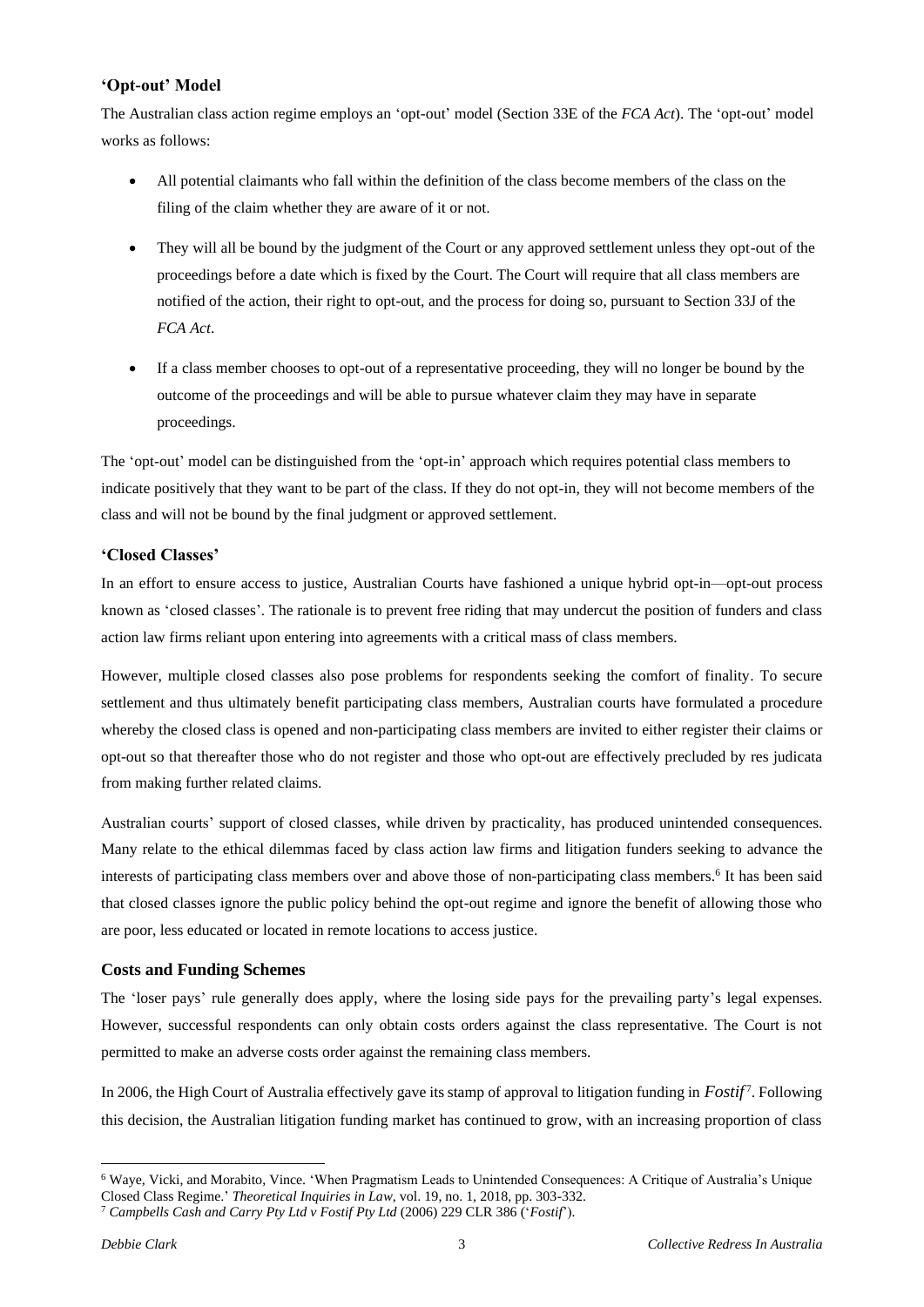### 'Opt-out' Model

The Australian class action regime employs an 'opt-out' model (Section 33E of the *FCA Act*). The 'opt-out' model works as follows:

- All potential claimants who fall within the definition of the class become members of the class on the filing of the claim whether they are aware of it or not.
- They will all be bound by the judgment of the Court or any approved settlement unless they opt-out of the proceedings before a date which is fixed by the Court. The Court will require that all class members are notified of the action, their right to opt-out, and the process for doing so, pursuant to Section 33J of the *FCA Act*.
- If a class member chooses to opt-out of a representative proceeding, they will no longer be bound by the outcome of the proceedings and will be able to pursue whatever claim they may have in separate proceedings.

The 'opt-out' model can be distinguished from the 'opt-in' approach which requires potential class members to indicate positively that they want to be part of the class. If they do not opt-in, they will not become members of the class and will not be bound by the final judgment or approved settlement.

### 'Closed Classes'

In an effort to ensure access to justice, Australian Courts have fashioned a unique hybrid opt-in—opt-out process known as 'closed classes'. The rationale is to prevent free riding that may undercut the position of funders and class action law firms reliant upon entering into agreements with a critical mass of class members.

However, multiple closed classes also pose problems for respondents seeking the comfort of finality. To secure settlement and thus ultimately benefit participating class members, Australian courts have formulated a procedure whereby the closed class is opened and non-participating class members are invited to either register their claims or opt-out so that thereafter those who do not register and those who opt-out are effectively precluded by res judicata from making further related claims.

Australian courts' support of closed classes, while driven by practicality, has produced unintended consequences. Many relate to the ethical dilemmas faced by class action law firms and litigation funders seeking to advance the interests of participating class members over and above those of non-participating class members.[6] It has been said that closed classes ignore the public policy behind the opt-out regime and ignore the benefit of allowing those who are poor, less educated or located in remote locations to access justice.

### Costs and Funding Schemes

The 'loser pays' rule generally does apply, where the losing side pays for the prevailing party's legal expenses. However, successful respondents can only obtain costs orders against the class representative. The Court is not permitted to make an adverse costs order against the remaining class members.

In 2006, the High Court of Australia effectively gave its stamp of approval to litigation funding in *Fostif*[7]. Following this decision, the Australian litigation funding market has continued to grow, with an increasing proportion of class

---

[6] Waye, Vicki, and Morabito, Vince. 'When Pragmatism Leads to Unintended Consequences: A Critique of Australia's Unique Closed Class Regime.' *Theoretical Inquiries in Law*, vol. 19, no. 1, 2018, pp. 303-332.

[7] *Campbells Cash and Carry Pty Ltd v Fostif Pty Ltd* (2006) 229 CLR 386 ('*Fostif*').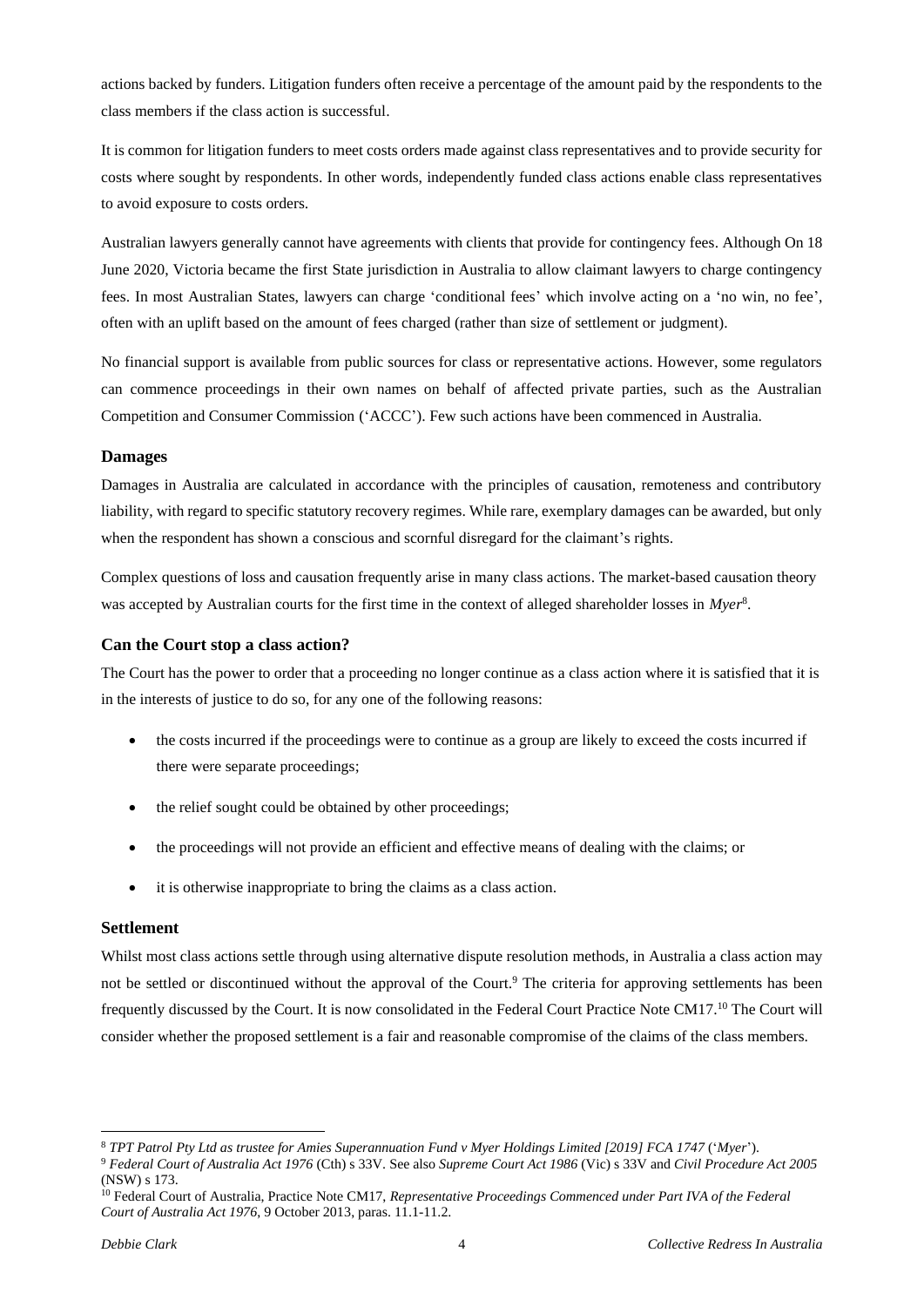actions backed by funders. Litigation funders often receive a percentage of the amount paid by the respondents to the class members if the class action is successful.

It is common for litigation funders to meet costs orders made against class representatives and to provide security for costs where sought by respondents. In other words, independently funded class actions enable class representatives to avoid exposure to costs orders.

Australian lawyers generally cannot have agreements with clients that provide for contingency fees. Although On 18 June 2020, Victoria became the first State jurisdiction in Australia to allow claimant lawyers to charge contingency fees. In most Australian States, lawyers can charge 'conditional fees' which involve acting on a 'no win, no fee', often with an uplift based on the amount of fees charged (rather than size of settlement or judgment).

No financial support is available from public sources for class or representative actions. However, some regulators can commence proceedings in their own names on behalf of affected private parties, such as the Australian Competition and Consumer Commission ('ACCC'). Few such actions have been commenced in Australia.

### Damages

Damages in Australia are calculated in accordance with the principles of causation, remoteness and contributory liability, with regard to specific statutory recovery regimes. While rare, exemplary damages can be awarded, but only when the respondent has shown a conscious and scornful disregard for the claimant's rights.

Complex questions of loss and causation frequently arise in many class actions. The market-based causation theory was accepted by Australian courts for the first time in the context of alleged shareholder losses in *Myer*[8].

### Can the Court stop a class action?

The Court has the power to order that a proceeding no longer continue as a class action where it is satisfied that it is in the interests of justice to do so, for any one of the following reasons:

- the costs incurred if the proceedings were to continue as a group are likely to exceed the costs incurred if there were separate proceedings;
- the relief sought could be obtained by other proceedings;
- the proceedings will not provide an efficient and effective means of dealing with the claims; or
- it is otherwise inappropriate to bring the claims as a class action.

### Settlement

Whilst most class actions settle through using alternative dispute resolution methods, in Australia a class action may not be settled or discontinued without the approval of the Court.[9] The criteria for approving settlements has been frequently discussed by the Court. It is now consolidated in the Federal Court Practice Note CM17.[10] The Court will consider whether the proposed settlement is a fair and reasonable compromise of the claims of the class members.

---

[8] *TPT Patrol Pty Ltd as trustee for Amies Superannuation Fund v Myer Holdings Limited [2019] FCA 1747* ('*Myer*').

[9] *Federal Court of Australia Act 1976* (Cth) s 33V. See also *Supreme Court Act 1986* (Vic) s 33V and *Civil Procedure Act 2005* (NSW) s 173.

[10] Federal Court of Australia, Practice Note CM17, *Representative Proceedings Commenced under Part IVA of the Federal Court of Australia Act 1976*, 9 October 2013, paras. 11.1-11.2.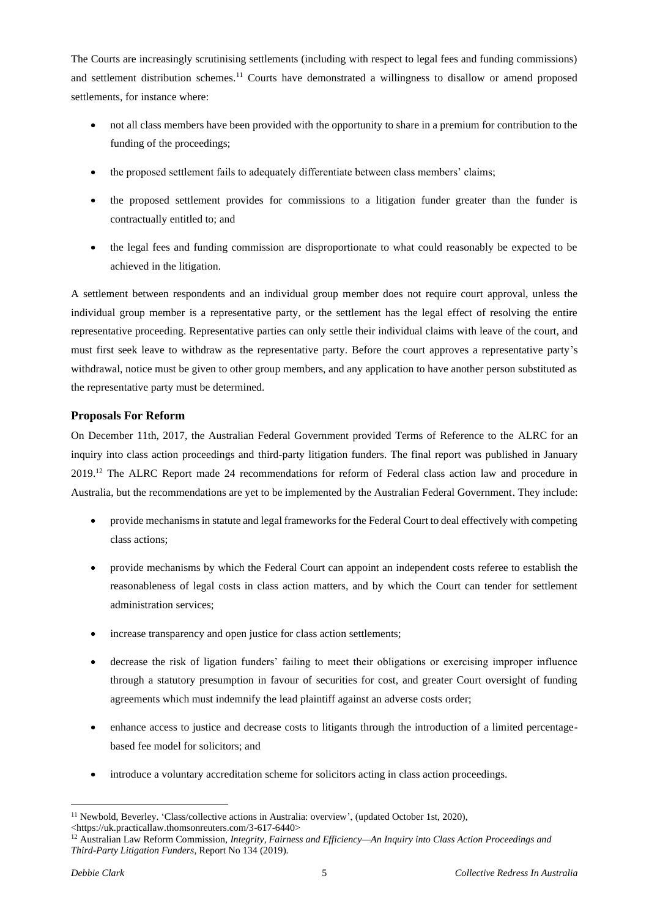The Courts are increasingly scrutinising settlements (including with respect to legal fees and funding commissions) and settlement distribution schemes.[11] Courts have demonstrated a willingness to disallow or amend proposed settlements, for instance where:

- not all class members have been provided with the opportunity to share in a premium for contribution to the funding of the proceedings;
- the proposed settlement fails to adequately differentiate between class members' claims;
- the proposed settlement provides for commissions to a litigation funder greater than the funder is contractually entitled to; and
- the legal fees and funding commission are disproportionate to what could reasonably be expected to be achieved in the litigation.

A settlement between respondents and an individual group member does not require court approval, unless the individual group member is a representative party, or the settlement has the legal effect of resolving the entire representative proceeding. Representative parties can only settle their individual claims with leave of the court, and must first seek leave to withdraw as the representative party. Before the court approves a representative party's withdrawal, notice must be given to other group members, and any application to have another person substituted as the representative party must be determined.

### Proposals For Reform

On December 11th, 2017, the Australian Federal Government provided Terms of Reference to the ALRC for an inquiry into class action proceedings and third-party litigation funders. The final report was published in January 2019.[12] The ALRC Report made 24 recommendations for reform of Federal class action law and procedure in Australia, but the recommendations are yet to be implemented by the Australian Federal Government. They include:

- provide mechanisms in statute and legal frameworks for the Federal Court to deal effectively with competing class actions;
- provide mechanisms by which the Federal Court can appoint an independent costs referee to establish the reasonableness of legal costs in class action matters, and by which the Court can tender for settlement administration services;
- increase transparency and open justice for class action settlements;
- decrease the risk of ligation funders' failing to meet their obligations or exercising improper influence through a statutory presumption in favour of securities for cost, and greater Court oversight of funding agreements which must indemnify the lead plaintiff against an adverse costs order;
- enhance access to justice and decrease costs to litigants through the introduction of a limited percentage-based fee model for solicitors; and
- introduce a voluntary accreditation scheme for solicitors acting in class action proceedings.

---

[11] Newbold, Beverley. 'Class/collective actions in Australia: overview', (updated October 1st, 2020), <https://uk.practicallaw.thomsonreuters.com/3-617-6440>

[12] Australian Law Reform Commission, *Integrity, Fairness and Efficiency—An Inquiry into Class Action Proceedings and Third-Party Litigation Funders*, Report No 134 (2019).